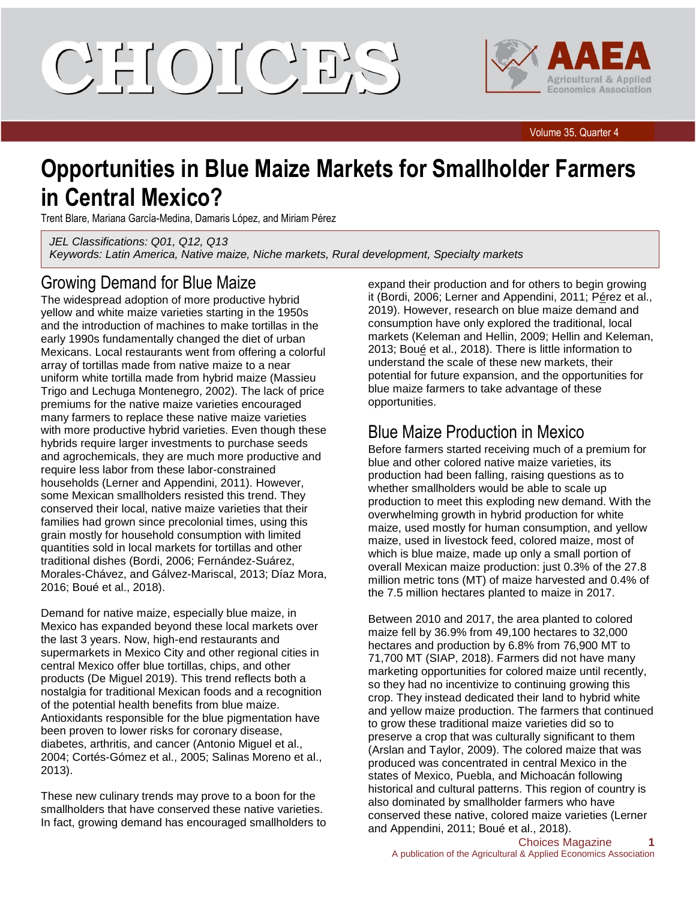# Opportunities in Blue Maize Markets for Smallholder Farmers in Central Mexico?

Trent Blare, Mariana García-Medina, Damaris López, and Miriam Pérez

*JEL Classifications: Q01, Q12, Q13*
*Keywords: Latin America, Native maize, Niche markets, Rural development, Specialty markets*

## Growing Demand for Blue Maize

The widespread adoption of more productive hybrid yellow and white maize varieties starting in the 1950s and the introduction of machines to make tortillas in the early 1990s fundamentally changed the diet of urban Mexicans. Local restaurants went from offering a colorful array of tortillas made from native maize to a near uniform white tortilla made from hybrid maize (Massieu Trigo and Lechuga Montenegro, 2002). The lack of price premiums for the native maize varieties encouraged many farmers to replace these native maize varieties with more productive hybrid varieties. Even though these hybrids require larger investments to purchase seeds and agrochemicals, they are much more productive and require less labor from these labor-constrained households (Lerner and Appendini, 2011). However, some Mexican smallholders resisted this trend. They conserved their local, native maize varieties that their families had grown since precolonial times, using this grain mostly for household consumption with limited quantities sold in local markets for tortillas and other traditional dishes (Bordi, 2006; Fernández-Suárez, Morales-Chávez, and Gálvez-Mariscal, 2013; Díaz Mora, 2016; Boué et al., 2018).

Demand for native maize, especially blue maize, in Mexico has expanded beyond these local markets over the last 3 years. Now, high-end restaurants and supermarkets in Mexico City and other regional cities in central Mexico offer blue tortillas, chips, and other products (De Miguel 2019). This trend reflects both a nostalgia for traditional Mexican foods and a recognition of the potential health benefits from blue maize. Antioxidants responsible for the blue pigmentation have been proven to lower risks for coronary disease, diabetes, arthritis, and cancer (Antonio Miguel et al., 2004; Cortés-Gómez et al., 2005; Salinas Moreno et al., 2013).

These new culinary trends may prove to a boon for the smallholders that have conserved these native varieties. In fact, growing demand has encouraged smallholders to expand their production and for others to begin growing it (Bordi, 2006; Lerner and Appendini, 2011; Pérez et al., 2019). However, research on blue maize demand and consumption have only explored the traditional, local markets (Keleman and Hellin, 2009; Hellin and Keleman, 2013; Boué et al., 2018). There is little information to understand the scale of these new markets, their potential for future expansion, and the opportunities for blue maize farmers to take advantage of these opportunities.

## Blue Maize Production in Mexico

Before farmers started receiving much of a premium for blue and other colored native maize varieties, its production had been falling, raising questions as to whether smallholders would be able to scale up production to meet this exploding new demand. With the overwhelming growth in hybrid production for white maize, used mostly for human consumption, and yellow maize, used in livestock feed, colored maize, most of which is blue maize, made up only a small portion of overall Mexican maize production: just 0.3% of the 27.8 million metric tons (MT) of maize harvested and 0.4% of the 7.5 million hectares planted to maize in 2017.

Between 2010 and 2017, the area planted to colored maize fell by 36.9% from 49,100 hectares to 32,000 hectares and production by 6.8% from 76,900 MT to 71,700 MT (SIAP, 2018). Farmers did not have many marketing opportunities for colored maize until recently, so they had no incentivize to continuing growing this crop. They instead dedicated their land to hybrid white and yellow maize production. The farmers that continued to grow these traditional maize varieties did so to preserve a crop that was culturally significant to them (Arslan and Taylor, 2009). The colored maize that was produced was concentrated in central Mexico in the states of Mexico, Puebla, and Michoacán following historical and cultural patterns. This region of country is also dominated by smallholder farmers who have conserved these native, colored maize varieties (Lerner and Appendini, 2011; Boué et al., 2018).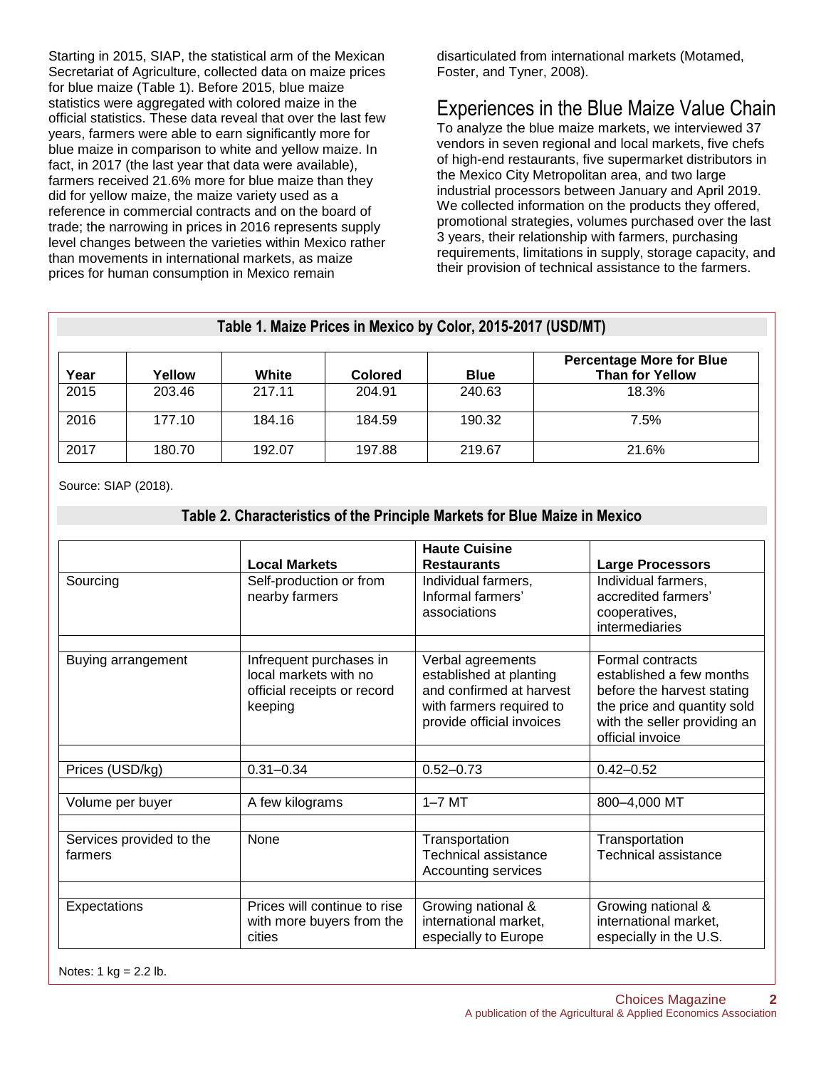Starting in 2015, SIAP, the statistical arm of the Mexican Secretariat of Agriculture, collected data on maize prices for blue maize (Table 1). Before 2015, blue maize statistics were aggregated with colored maize in the official statistics. These data reveal that over the last few years, farmers were able to earn significantly more for blue maize in comparison to white and yellow maize. In fact, in 2017 (the last year that data were available), farmers received 21.6% more for blue maize than they did for yellow maize, the maize variety used as a reference in commercial contracts and on the board of trade; the narrowing in prices in 2016 represents supply level changes between the varieties within Mexico rather than movements in international markets, as maize prices for human consumption in Mexico remain disarticulated from international markets (Motamed, Foster, and Tyner, 2008).

## Experiences in the Blue Maize Value Chain

To analyze the blue maize markets, we interviewed 37 vendors in seven regional and local markets, five chefs of high-end restaurants, five supermarket distributors in the Mexico City Metropolitan area, and two large industrial processors between January and April 2019. We collected information on the products they offered, promotional strategies, volumes purchased over the last 3 years, their relationship with farmers, purchasing requirements, limitations in supply, storage capacity, and their provision of technical assistance to the farmers.

**Table 1. Maize Prices in Mexico by Color, 2015-2017 (USD/MT)**

| Year | Yellow | White | Colored | Blue | Percentage More for Blue Than for Yellow |
|---|---|---|---|---|---|
| 2015 | 203.46 | 217.11 | 204.91 | 240.63 | 18.3% |
| 2016 | 177.10 | 184.16 | 184.59 | 190.32 | 7.5% |
| 2017 | 180.70 | 192.07 | 197.88 | 219.67 | 21.6% |

Source: SIAP (2018).

**Table 2. Characteristics of the Principle Markets for Blue Maize in Mexico**

| | Local Markets | Haute Cuisine Restaurants | Large Processors |
|---|---|---|---|
| Sourcing | Self-production or from nearby farmers | Individual farmers, Informal farmers' associations | Individual farmers, accredited farmers' cooperatives, intermediaries |
| Buying arrangement | Infrequent purchases in local markets with no official receipts or record keeping | Verbal agreements established at planting and confirmed at harvest with farmers required to provide official invoices | Formal contracts established a few months before the harvest stating the price and quantity sold with the seller providing an official invoice |
| Prices (USD/kg) | 0.31–0.34 | 0.52–0.73 | 0.42–0.52 |
| Volume per buyer | A few kilograms | 1–7 MT | 800–4,000 MT |
| Services provided to the farmers | None | Transportation Technical assistance Accounting services | Transportation Technical assistance |
| Expectations | Prices will continue to rise with more buyers from the cities | Growing national & international market, especially to Europe | Growing national & international market, especially in the U.S. |

Notes: 1 kg = 2.2 lb.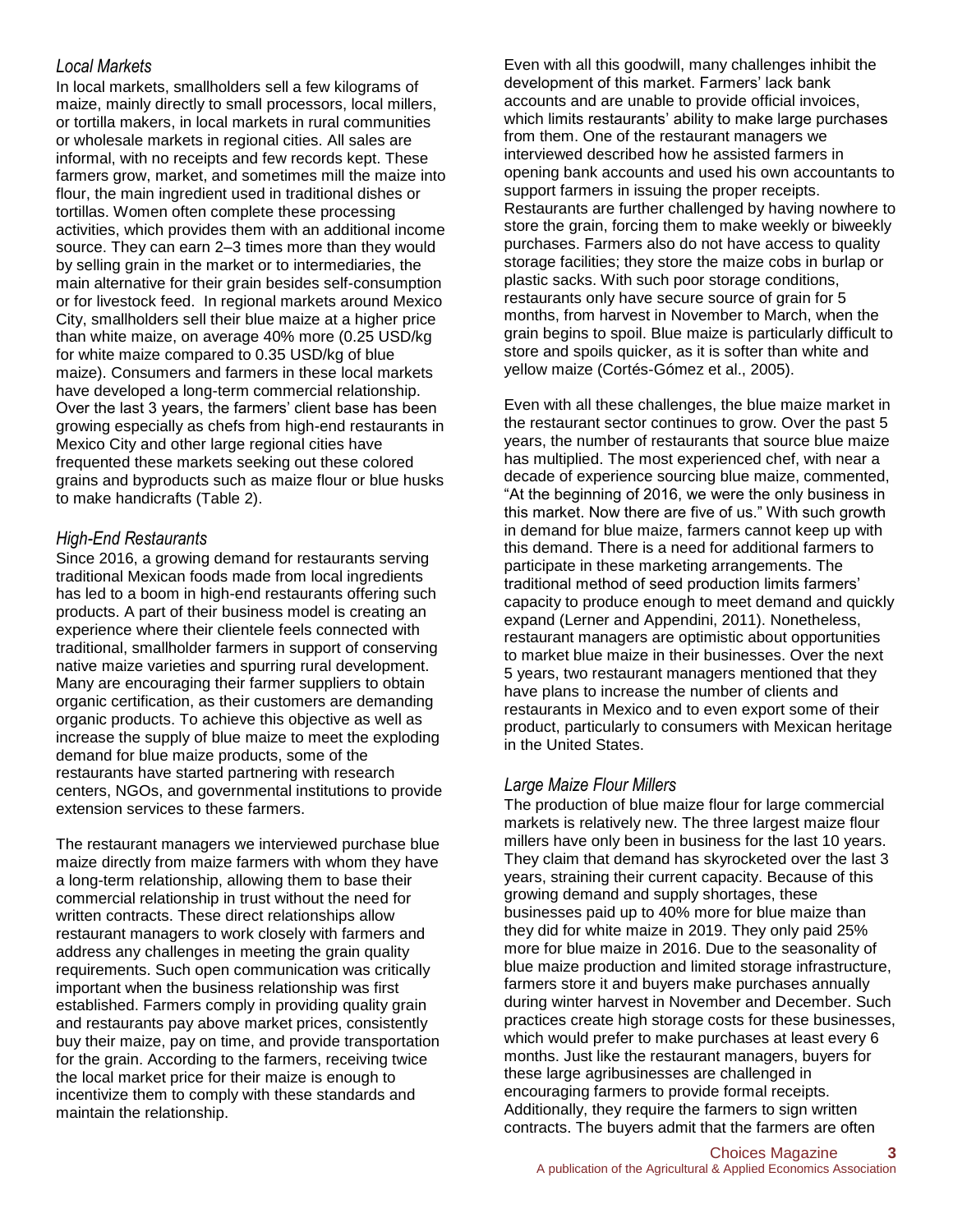### *Local Markets*

In local markets, smallholders sell a few kilograms of maize, mainly directly to small processors, local millers, or tortilla makers, in local markets in rural communities or wholesale markets in regional cities. All sales are informal, with no receipts and few records kept. These farmers grow, market, and sometimes mill the maize into flour, the main ingredient used in traditional dishes or tortillas. Women often complete these processing activities, which provides them with an additional income source. They can earn 2–3 times more than they would by selling grain in the market or to intermediaries, the main alternative for their grain besides self-consumption or for livestock feed. In regional markets around Mexico City, smallholders sell their blue maize at a higher price than white maize, on average 40% more (0.25 USD/kg for white maize compared to 0.35 USD/kg of blue maize). Consumers and farmers in these local markets have developed a long-term commercial relationship. Over the last 3 years, the farmers' client base has been growing especially as chefs from high-end restaurants in Mexico City and other large regional cities have frequented these markets seeking out these colored grains and byproducts such as maize flour or blue husks to make handicrafts (Table 2).

### *High-End Restaurants*

Since 2016, a growing demand for restaurants serving traditional Mexican foods made from local ingredients has led to a boom in high-end restaurants offering such products. A part of their business model is creating an experience where their clientele feels connected with traditional, smallholder farmers in support of conserving native maize varieties and spurring rural development. Many are encouraging their farmer suppliers to obtain organic certification, as their customers are demanding organic products. To achieve this objective as well as increase the supply of blue maize to meet the exploding demand for blue maize products, some of the restaurants have started partnering with research centers, NGOs, and governmental institutions to provide extension services to these farmers.

The restaurant managers we interviewed purchase blue maize directly from maize farmers with whom they have a long-term relationship, allowing them to base their commercial relationship in trust without the need for written contracts. These direct relationships allow restaurant managers to work closely with farmers and address any challenges in meeting the grain quality requirements. Such open communication was critically important when the business relationship was first established. Farmers comply in providing quality grain and restaurants pay above market prices, consistently buy their maize, pay on time, and provide transportation for the grain. According to the farmers, receiving twice the local market price for their maize is enough to incentivize them to comply with these standards and maintain the relationship.

Even with all this goodwill, many challenges inhibit the development of this market. Farmers' lack bank accounts and are unable to provide official invoices, which limits restaurants' ability to make large purchases from them. One of the restaurant managers we interviewed described how he assisted farmers in opening bank accounts and used his own accountants to support farmers in issuing the proper receipts. Restaurants are further challenged by having nowhere to store the grain, forcing them to make weekly or biweekly purchases. Farmers also do not have access to quality storage facilities; they store the maize cobs in burlap or plastic sacks. With such poor storage conditions, restaurants only have secure source of grain for 5 months, from harvest in November to March, when the grain begins to spoil. Blue maize is particularly difficult to store and spoils quicker, as it is softer than white and yellow maize (Cortés-Gómez et al., 2005).

Even with all these challenges, the blue maize market in the restaurant sector continues to grow. Over the past 5 years, the number of restaurants that source blue maize has multiplied. The most experienced chef, with near a decade of experience sourcing blue maize, commented, "At the beginning of 2016, we were the only business in this market. Now there are five of us." With such growth in demand for blue maize, farmers cannot keep up with this demand. There is a need for additional farmers to participate in these marketing arrangements. The traditional method of seed production limits farmers' capacity to produce enough to meet demand and quickly expand (Lerner and Appendini, 2011). Nonetheless, restaurant managers are optimistic about opportunities to market blue maize in their businesses. Over the next 5 years, two restaurant managers mentioned that they have plans to increase the number of clients and restaurants in Mexico and to even export some of their product, particularly to consumers with Mexican heritage in the United States.

### *Large Maize Flour Millers*

The production of blue maize flour for large commercial markets is relatively new. The three largest maize flour millers have only been in business for the last 10 years. They claim that demand has skyrocketed over the last 3 years, straining their current capacity. Because of this growing demand and supply shortages, these businesses paid up to 40% more for blue maize than they did for white maize in 2019. They only paid 25% more for blue maize in 2016. Due to the seasonality of blue maize production and limited storage infrastructure, farmers store it and buyers make purchases annually during winter harvest in November and December. Such practices create high storage costs for these businesses, which would prefer to make purchases at least every 6 months. Just like the restaurant managers, buyers for these large agribusinesses are challenged in encouraging farmers to provide formal receipts. Additionally, they require the farmers to sign written contracts. The buyers admit that the farmers are often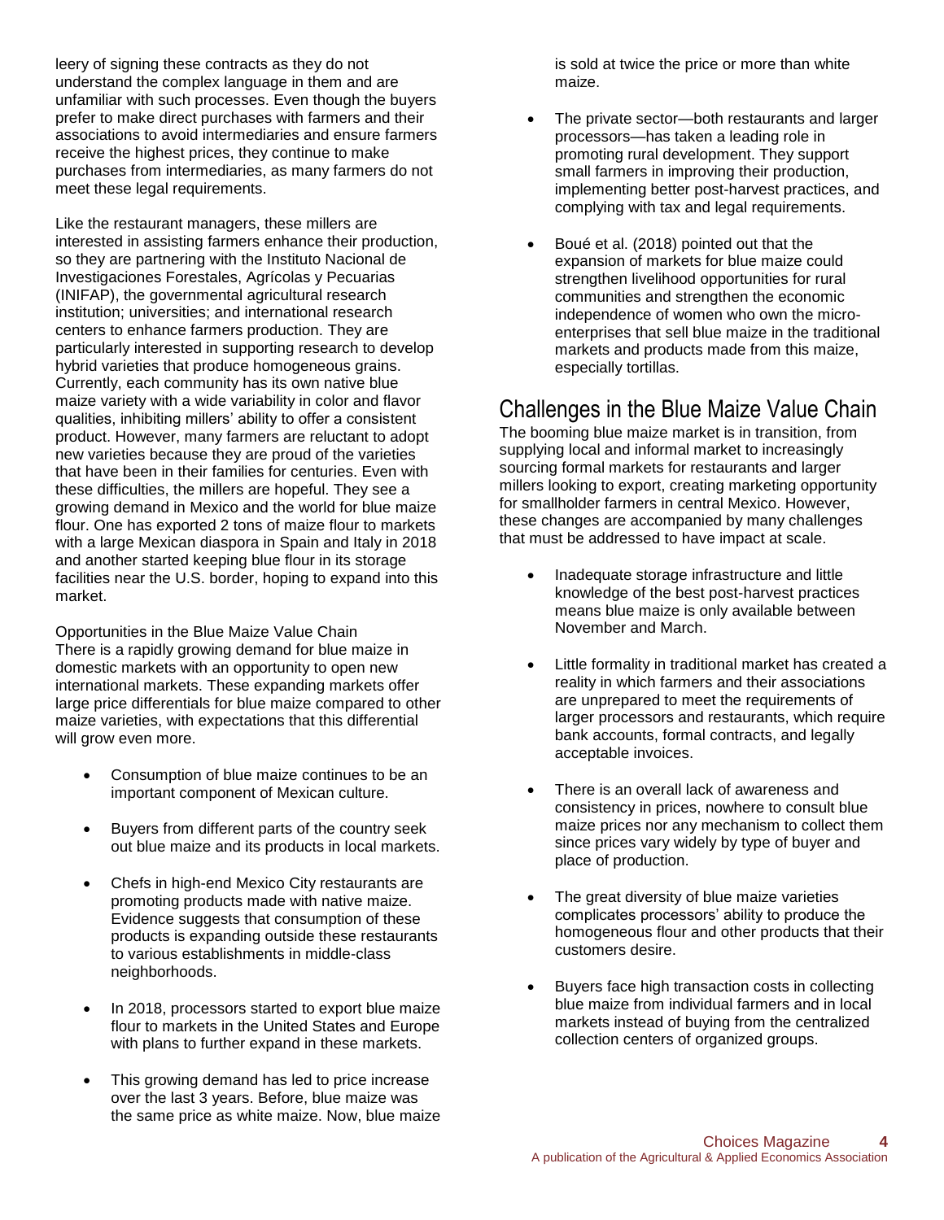leery of signing these contracts as they do not understand the complex language in them and are unfamiliar with such processes. Even though the buyers prefer to make direct purchases with farmers and their associations to avoid intermediaries and ensure farmers receive the highest prices, they continue to make purchases from intermediaries, as many farmers do not meet these legal requirements.

Like the restaurant managers, these millers are interested in assisting farmers enhance their production, so they are partnering with the Instituto Nacional de Investigaciones Forestales, Agrícolas y Pecuarias (INIFAP), the governmental agricultural research institution; universities; and international research centers to enhance farmers production. They are particularly interested in supporting research to develop hybrid varieties that produce homogeneous grains. Currently, each community has its own native blue maize variety with a wide variability in color and flavor qualities, inhibiting millers' ability to offer a consistent product. However, many farmers are reluctant to adopt new varieties because they are proud of the varieties that have been in their families for centuries. Even with these difficulties, the millers are hopeful. They see a growing demand in Mexico and the world for blue maize flour. One has exported 2 tons of maize flour to markets with a large Mexican diaspora in Spain and Italy in 2018 and another started keeping blue flour in its storage facilities near the U.S. border, hoping to expand into this market.

Opportunities in the Blue Maize Value Chain

There is a rapidly growing demand for blue maize in domestic markets with an opportunity to open new international markets. These expanding markets offer large price differentials for blue maize compared to other maize varieties, with expectations that this differential will grow even more.

- Consumption of blue maize continues to be an important component of Mexican culture.
- Buyers from different parts of the country seek out blue maize and its products in local markets.
- Chefs in high-end Mexico City restaurants are promoting products made with native maize. Evidence suggests that consumption of these products is expanding outside these restaurants to various establishments in middle-class neighborhoods.
- In 2018, processors started to export blue maize flour to markets in the United States and Europe with plans to further expand in these markets.
- This growing demand has led to price increase over the last 3 years. Before, blue maize was the same price as white maize. Now, blue maize is sold at twice the price or more than white maize.
- The private sector—both restaurants and larger processors—has taken a leading role in promoting rural development. They support small farmers in improving their production, implementing better post-harvest practices, and complying with tax and legal requirements.
- Boué et al. (2018) pointed out that the expansion of markets for blue maize could strengthen livelihood opportunities for rural communities and strengthen the economic independence of women who own the micro-enterprises that sell blue maize in the traditional markets and products made from this maize, especially tortillas.

## Challenges in the Blue Maize Value Chain

The booming blue maize market is in transition, from supplying local and informal market to increasingly sourcing formal markets for restaurants and larger millers looking to export, creating marketing opportunity for smallholder farmers in central Mexico. However, these changes are accompanied by many challenges that must be addressed to have impact at scale.

- Inadequate storage infrastructure and little knowledge of the best post-harvest practices means blue maize is only available between November and March.
- Little formality in traditional market has created a reality in which farmers and their associations are unprepared to meet the requirements of larger processors and restaurants, which require bank accounts, formal contracts, and legally acceptable invoices.
- There is an overall lack of awareness and consistency in prices, nowhere to consult blue maize prices nor any mechanism to collect them since prices vary widely by type of buyer and place of production.
- The great diversity of blue maize varieties complicates processors' ability to produce the homogeneous flour and other products that their customers desire.
- Buyers face high transaction costs in collecting blue maize from individual farmers and in local markets instead of buying from the centralized collection centers of organized groups.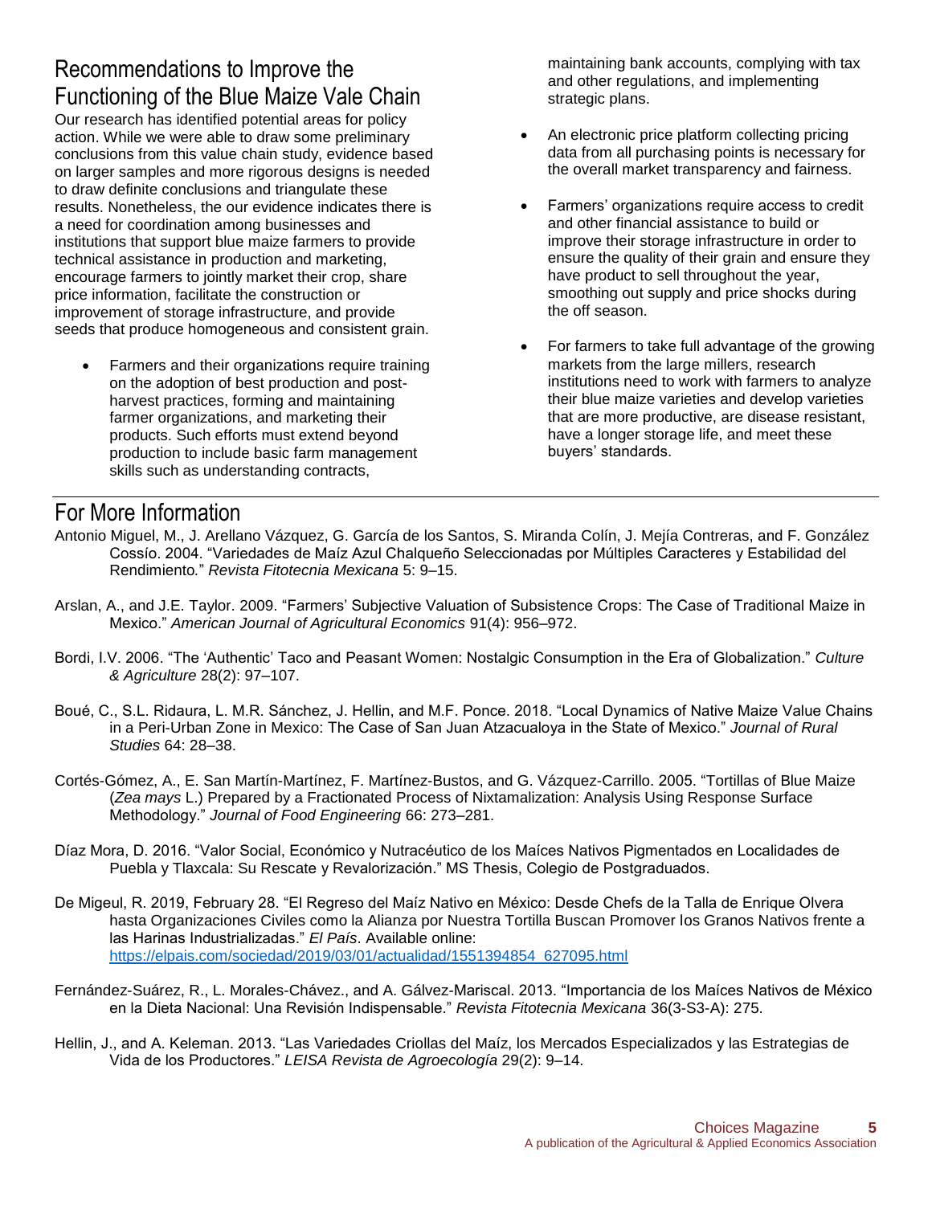## Recommendations to Improve the Functioning of the Blue Maize Vale Chain

Our research has identified potential areas for policy action. While we were able to draw some preliminary conclusions from this value chain study, evidence based on larger samples and more rigorous designs is needed to draw definite conclusions and triangulate these results. Nonetheless, the our evidence indicates there is a need for coordination among businesses and institutions that support blue maize farmers to provide technical assistance in production and marketing, encourage farmers to jointly market their crop, share price information, facilitate the construction or improvement of storage infrastructure, and provide seeds that produce homogeneous and consistent grain.

- Farmers and their organizations require training on the adoption of best production and post-harvest practices, forming and maintaining farmer organizations, and marketing their products. Such efforts must extend beyond production to include basic farm management skills such as understanding contracts, maintaining bank accounts, complying with tax and other regulations, and implementing strategic plans.
- An electronic price platform collecting pricing data from all purchasing points is necessary for the overall market transparency and fairness.
- Farmers' organizations require access to credit and other financial assistance to build or improve their storage infrastructure in order to ensure the quality of their grain and ensure they have product to sell throughout the year, smoothing out supply and price shocks during the off season.
- For farmers to take full advantage of the growing markets from the large millers, research institutions need to work with farmers to analyze their blue maize varieties and develop varieties that are more productive, are disease resistant, have a longer storage life, and meet these buyers' standards.

## For More Information

Antonio Miguel, M., J. Arellano Vázquez, G. García de los Santos, S. Miranda Colín, J. Mejía Contreras, and F. González Cossío. 2004. "Variedades de Maíz Azul Chalqueño Seleccionadas por Múltiples Caracteres y Estabilidad del Rendimiento." *Revista Fitotecnia Mexicana* 5: 9–15.

Arslan, A., and J.E. Taylor. 2009. "Farmers' Subjective Valuation of Subsistence Crops: The Case of Traditional Maize in Mexico." *American Journal of Agricultural Economics* 91(4): 956–972.

Bordi, I.V. 2006. "The 'Authentic' Taco and Peasant Women: Nostalgic Consumption in the Era of Globalization." *Culture & Agriculture* 28(2): 97–107.

Boué, C., S.L. Ridaura, L. M.R. Sánchez, J. Hellin, and M.F. Ponce. 2018. "Local Dynamics of Native Maize Value Chains in a Peri-Urban Zone in Mexico: The Case of San Juan Atzacualoya in the State of Mexico." *Journal of Rural Studies* 64: 28–38.

Cortés-Gómez, A., E. San Martín-Martínez, F. Martínez-Bustos, and G. Vázquez-Carrillo. 2005. "Tortillas of Blue Maize (*Zea mays* L.) Prepared by a Fractionated Process of Nixtamalization: Analysis Using Response Surface Methodology." *Journal of Food Engineering* 66: 273–281.

Díaz Mora, D. 2016. "Valor Social, Económico y Nutracéutico de los Maíces Nativos Pigmentados en Localidades de Puebla y Tlaxcala: Su Rescate y Revalorización." MS Thesis, Colegio de Postgraduados.

De Migeul, R. 2019, February 28. "El Regreso del Maíz Nativo en México: Desde Chefs de la Talla de Enrique Olvera hasta Organizaciones Civiles como la Alianza por Nuestra Tortilla Buscan Promover los Granos Nativos frente a las Harinas Industrializadas." *El País*. Available online: https://elpais.com/sociedad/2019/03/01/actualidad/1551394854_627095.html

Fernández-Suárez, R., L. Morales-Chávez., and A. Gálvez-Mariscal. 2013. "Importancia de los Maíces Nativos de México en la Dieta Nacional: Una Revisión Indispensable." *Revista Fitotecnia Mexicana* 36(3-S3-A): 275.

Hellin, J., and A. Keleman. 2013. "Las Variedades Criollas del Maíz, los Mercados Especializados y las Estrategias de Vida de los Productores." *LEISA Revista de Agroecología* 29(2): 9–14.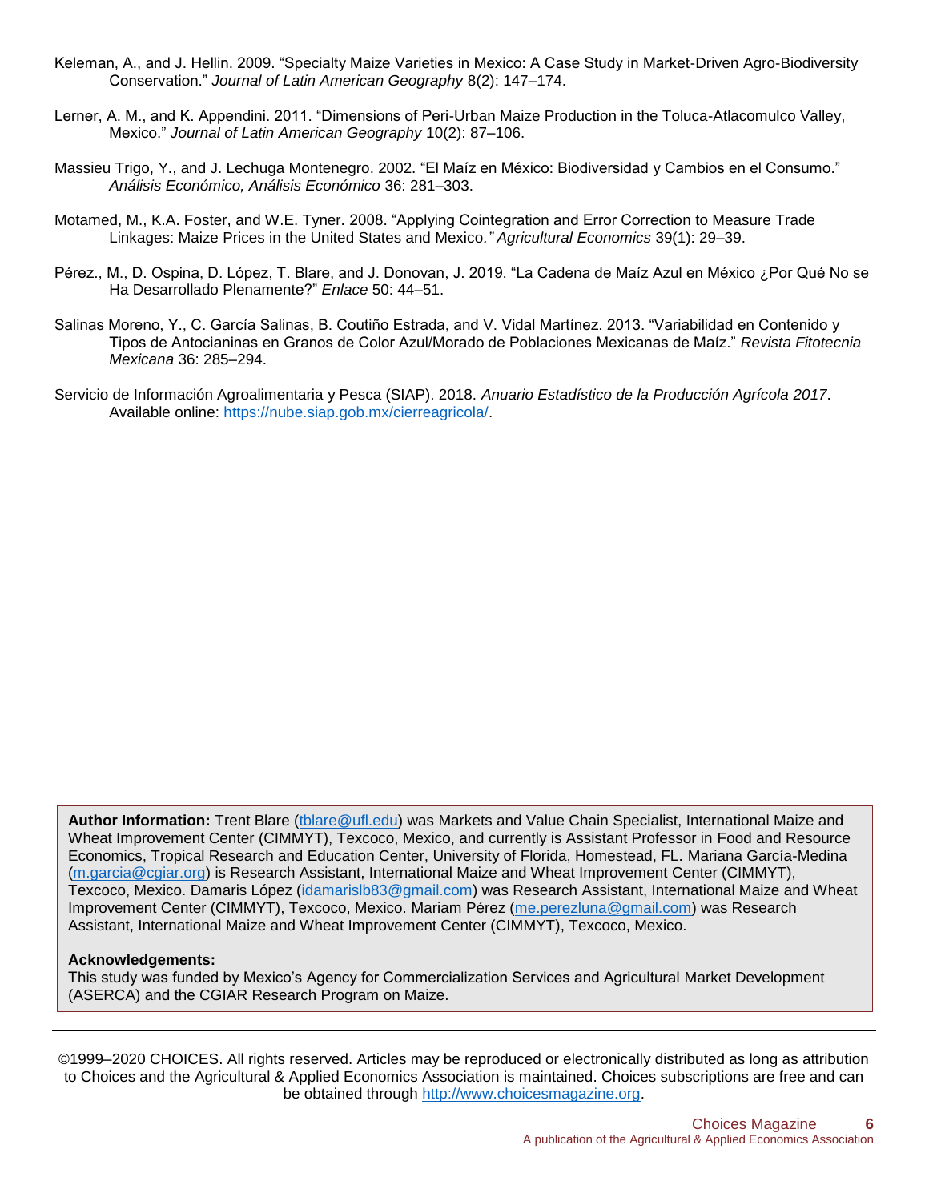Keleman, A., and J. Hellin. 2009. “Specialty Maize Varieties in Mexico: A Case Study in Market-Driven Agro-Biodiversity Conservation.” *Journal of Latin American Geography* 8(2): 147–174.

Lerner, A. M., and K. Appendini. 2011. “Dimensions of Peri-Urban Maize Production in the Toluca-Atlacomulco Valley, Mexico.” *Journal of Latin American Geography* 10(2): 87–106.

Massieu Trigo, Y., and J. Lechuga Montenegro. 2002. “El Maíz en México: Biodiversidad y Cambios en el Consumo.” *Análisis Económico, Análisis Económico* 36: 281–303.

Motamed, M., K.A. Foster, and W.E. Tyner. 2008. “Applying Cointegration and Error Correction to Measure Trade Linkages: Maize Prices in the United States and Mexico.*”* *Agricultural Economics* 39(1): 29–39.

Pérez., M., D. Ospina, D. López, T. Blare, and J. Donovan, J. 2019. “La Cadena de Maíz Azul en México ¿Por Qué No se Ha Desarrollado Plenamente?” *Enlace* 50: 44–51.

Salinas Moreno, Y., C. García Salinas, B. Coutiño Estrada, and V. Vidal Martínez. 2013. “Variabilidad en Contenido y Tipos de Antocianinas en Granos de Color Azul/Morado de Poblaciones Mexicanas de Maíz.” *Revista Fitotecnia Mexicana* 36: 285–294.

Servicio de Información Agroalimentaria y Pesca (SIAP). 2018. *Anuario Estadístico de la Producción Agrícola 2017*. Available online: https://nube.siap.gob.mx/cierreagricola/.

**Author Information:** Trent Blare (tblare@ufl.edu) was Markets and Value Chain Specialist, International Maize and Wheat Improvement Center (CIMMYT), Texcoco, Mexico, and currently is Assistant Professor in Food and Resource Economics, Tropical Research and Education Center, University of Florida, Homestead, FL. Mariana García-Medina (m.garcia@cgiar.org) is Research Assistant, International Maize and Wheat Improvement Center (CIMMYT), Texcoco, Mexico. Damaris López (idamarislb83@gmail.com) was Research Assistant, International Maize and Wheat Improvement Center (CIMMYT), Texcoco, Mexico. Mariam Pérez (me.perezluna@gmail.com) was Research Assistant, International Maize and Wheat Improvement Center (CIMMYT), Texcoco, Mexico.

**Acknowledgements:**
This study was funded by Mexico’s Agency for Commercialization Services and Agricultural Market Development (ASERCA) and the CGIAR Research Program on Maize.

©1999–2020 CHOICES. All rights reserved. Articles may be reproduced or electronically distributed as long as attribution to Choices and the Agricultural & Applied Economics Association is maintained. Choices subscriptions are free and can be obtained through http://www.choicesmagazine.org.